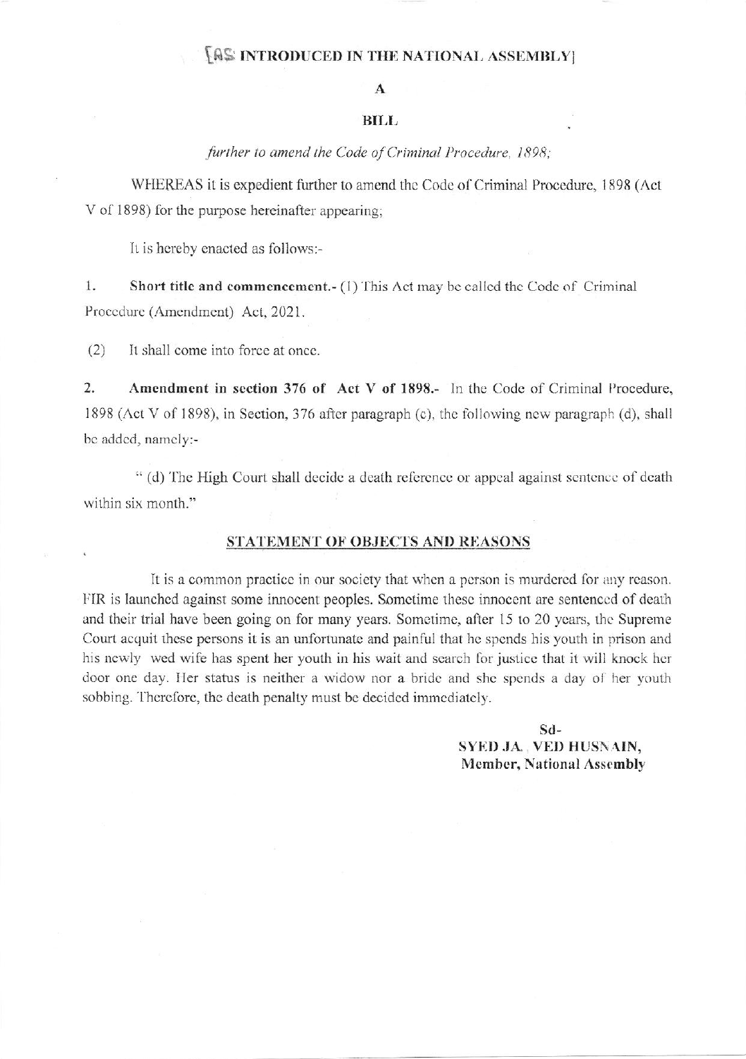[AS INTRODUCED IN THE NATIONAL ASSEMBLY]

# A

# BILL

*further to amend the Code of Criminal Procedure, 1898;*

WHEREAS it is expedient further to amend the Code of Criminal Procedure, 1898 (Act V of 1898) for the purpose hereinafter appearing;

It is hereby enacted as follows:-

1. **Short title and commencement.-** (1) This Act may be called the Code of Criminal Procedure (Amendment) Act, 2021.

(2) It shall come into force at once.

2. **Amendment in section 376 of Act V of 1898.-** In the Code of Criminal Procedure, 1898 (Act V of 1898), in Section, 376 after paragraph (c), the following new paragraph (d), shall be added, namely:-

" (d) The High Court shall decide a death reference or appeal against sentence of death within six month."

## STATEMENT OF OBJECTS AND REASONS

It is a common practice in our society that when a person is murdered for any reason. FIR is launched against some innocent peoples. Sometime these innocent are sentenced of death and their trial have been going on for many years. Sometime, after 15 to 20 years, the Supreme Court acquit these persons it is an unfortunate and painful that he spends his youth in prison and his newly wed wife has spent her youth in his wait and search for justice that it will knock her door one day. Her status is neither a widow nor a bride and she spends a day of her youth sobbing. Therefore, the death penalty must be decided immediately.

Sd-
**SYED JAVED HUSNAIN,**
**Member, National Assembly**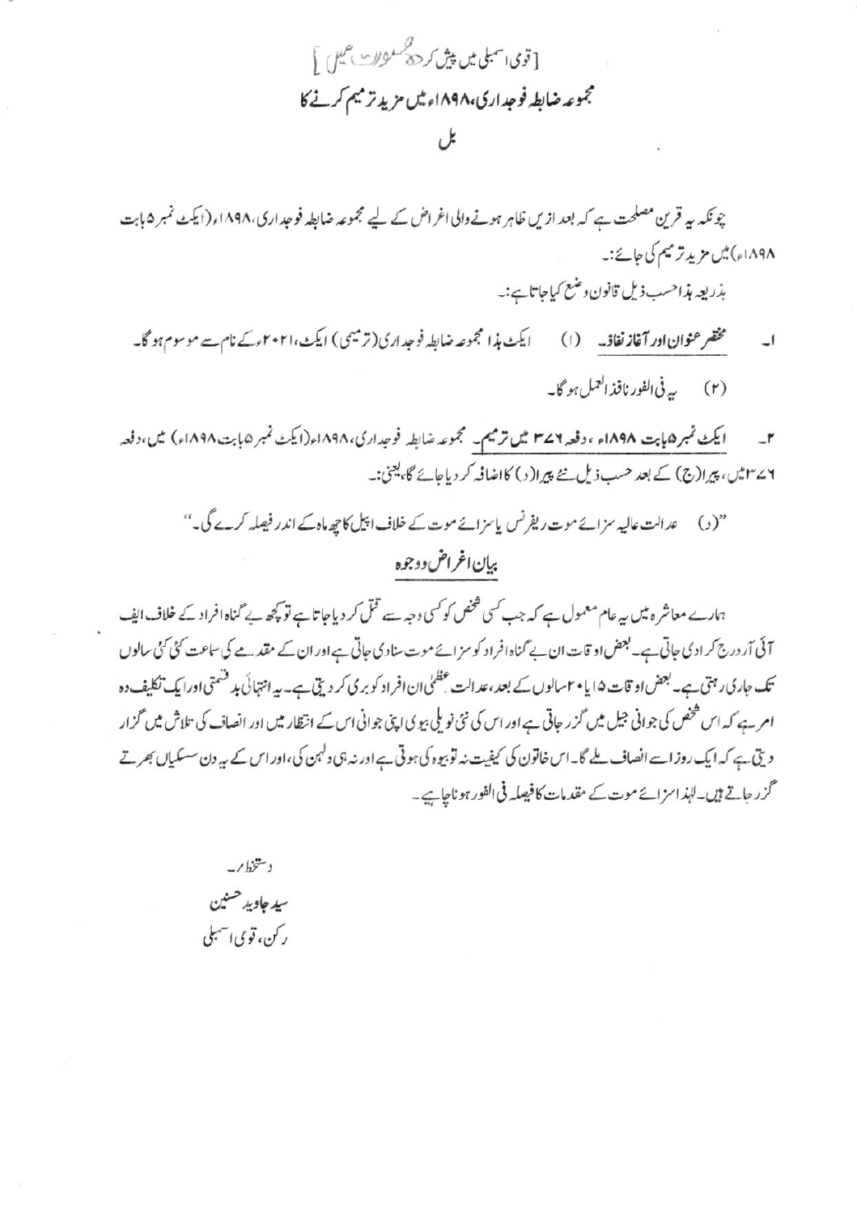[قومی اسمبلی میں پیش کردہ صورت میں]

# مجموعہ ضابطہ فوجداری، ۱۸۹۸ء میں مزید ترمیم کرنے کا

## بل

چونکہ یہ قرین مصلحت ہے کہ بعد ازیں ظاہر ہونے والی اغراض کے لیے مجموعہ ضابطہ فوجداری، ۱۸۹۸ء (ایکٹ نمبر ۵ بابت ۱۸۹۸ء) میں مزید ترمیم کی جائے:۔

بذریعہ ہذا حسب ذیل قانون وضع کیا جاتا ہے:۔

۱۔ **مختصر عنوان اور آغاز نفاذ۔** (۱) ایکٹ ہذا مجموعہ ضابطہ فوجداری (ترمیمی) ایکٹ، ۲۰۲۱ء کے نام سے موسوم ہوگا۔

(۲) یہ فی الفور نافذ العمل ہوگا۔

۲۔ **ایکٹ نمبر ۵ بابت ۱۸۹۸ء، دفعہ ۳۷۶ میں ترمیم۔** مجموعہ ضابطہ فوجداری، ۱۸۹۸ء (ایکٹ نمبر ۵ بابت ۱۸۹۸ء) میں، دفعہ ۳۷۶ میں، پیرا (ج) کے بعد حسب ذیل نئے پیرا (د) کا اضافہ کر دیا جائے گا، یعنی:۔

"(د) عدالت عالیہ سزائے موت ریفرنس یا سزائے موت کے خلاف اپیل کا چھ ماہ کے اندر فیصلہ کرے گی۔"

## بیان اغراض و وجوہ

ہمارے معاشرہ میں یہ عام معمول ہے کہ جب کسی شخص کو کسی وجہ سے قتل کر دیا جاتا ہے تو کچھ بے گناہ افراد کے خلاف ایف آئی آر درج کرا دی جاتی ہے۔ بعض اوقات ان بے گناہ افراد کو سزائے موت سنا دی جاتی ہے اور ان کے مقدمے کی سماعت کئی کئی سالوں تک جاری رہتی ہے۔ بعض اوقات ۱۵ یا ۲۰ سالوں کے بعد، عدالت عظمیٰ ان افراد کو بری کر دیتی ہے۔ یہ انتہائی بد قسمتی اور ایک تکلیف دہ امر ہے کہ اس شخص کی جوانی جیل میں گزر جاتی ہے اور اس کی نئی نویلی بیوی اپنی جوانی اس کے انتظار میں اور انصاف کی تلاش میں گزار دیتی ہے کہ ایک روز اسے انصاف ملے گا۔ اس خاتون کی کیفیت نہ تو بیوہ کی ہوتی ہے اور نہ ہی دلہن کی، اور اس کے یہ دن سسکیاں بھرتے گزر جاتے ہیں۔ لہٰذا سزائے موت کے مقدمات کا فیصلہ فی الفور ہونا چاہیے۔

دستخط/۔

سید جاوید حسنین

رکن، قومی اسمبلی